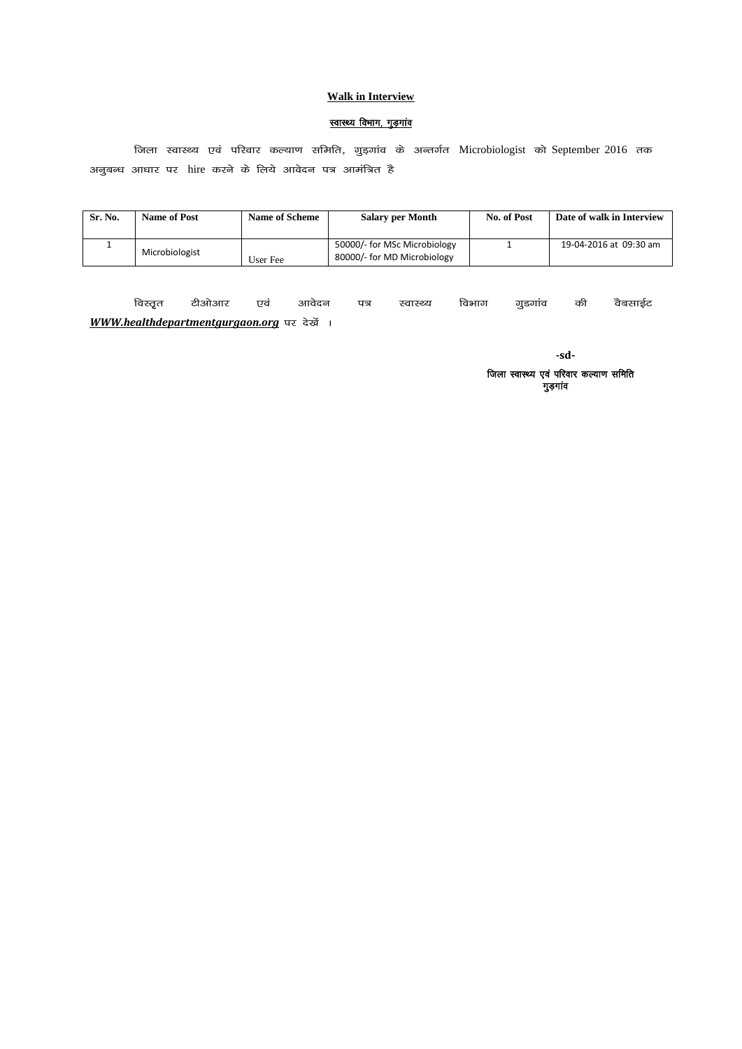**Walk in Interview**

**स्वास्थ्य विभाग, गुड़गांव**

जिला स्वास्थ्य एवं परिवार कल्याण समिति, गुड़गांव के अन्तर्गत Microbiologist को September 2016 तक अनुबन्ध आधार पर hire करने के लिये आवेदन पत्र आमंत्रित है

| Sr. No. | Name of Post | Name of Scheme | Salary per Month | No. of Post | Date of walk in Interview |
|---|---|---|---|---|---|
| 1 | Microbiologist | User Fee | 50000/- for MSc Microbiology<br>80000/- for MD Microbiology | 1 | 19-04-2016 at 09:30 am |

विस्तृत टीओआर एवं आवेदन पत्र स्वास्थ्य विभाग गुडगांव की वैबसाईट ***WWW.healthdepartmentgurgaon.org*** पर देखें ।

**-sd-**

**जिला स्वास्थ्य एवं परिवार कल्याण समिति**
**गुड़गांव**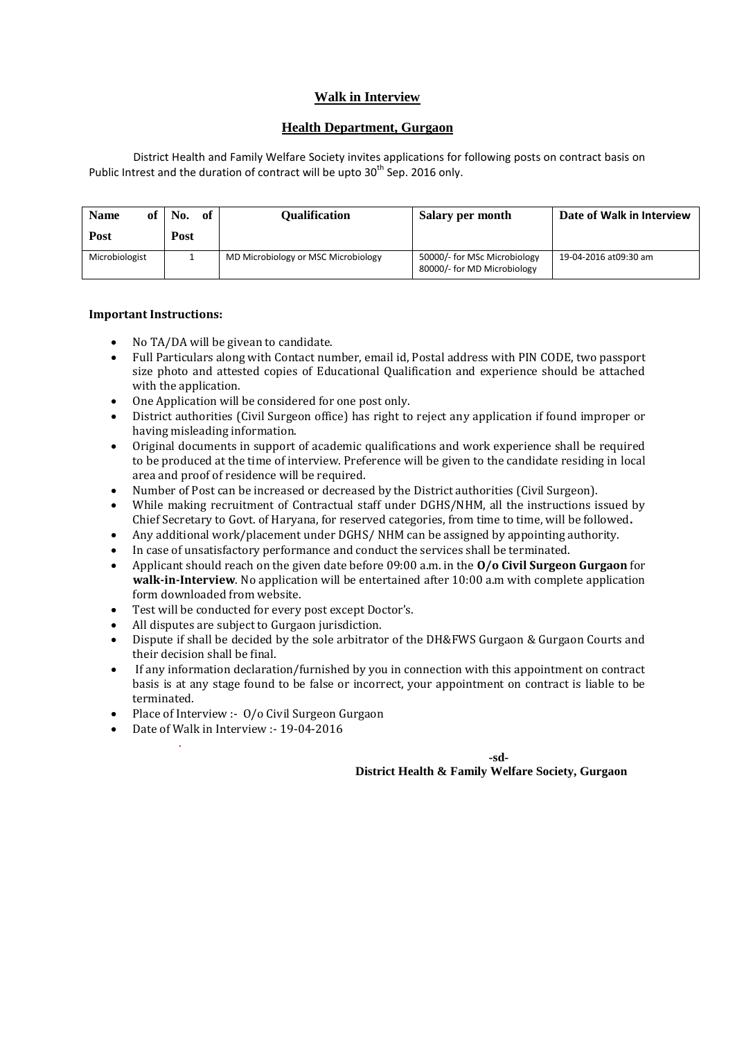## Walk in Interview

## Health Department, Gurgaon

District Health and Family Welfare Society invites applications for following posts on contract basis on Public Intrest and the duration of contract will be upto 30th Sep. 2016 only.

| Name of Post | No. of Post | Qualification | Salary per month | Date of Walk in Interview |
|---|---|---|---|---|
| Microbiologist | 1 | MD Microbiology or MSC Microbiology | 50000/- for MSc Microbiology<br>80000/- for MD Microbiology | 19-04-2016 at09:30 am |

**Important Instructions:**

- No TA/DA will be givean to candidate.
- Full Particulars along with Contact number, email id, Postal address with PIN CODE, two passport size photo and attested copies of Educational Qualification and experience should be attached with the application.
- One Application will be considered for one post only.
- District authorities (Civil Surgeon office) has right to reject any application if found improper or having misleading information.
- Original documents in support of academic qualifications and work experience shall be required to be produced at the time of interview. Preference will be given to the candidate residing in local area and proof of residence will be required.
- Number of Post can be increased or decreased by the District authorities (Civil Surgeon).
- While making recruitment of Contractual staff under DGHS/NHM, all the instructions issued by Chief Secretary to Govt. of Haryana, for reserved categories, from time to time, will be followed**.**
- Any additional work/placement under DGHS/ NHM can be assigned by appointing authority.
- In case of unsatisfactory performance and conduct the services shall be terminated.
- Applicant should reach on the given date before 09:00 a.m. in the **O/o Civil Surgeon Gurgaon** for **walk-in-Interview**. No application will be entertained after 10:00 a.m with complete application form downloaded from website.
- Test will be conducted for every post except Doctor's.
- All disputes are subject to Gurgaon jurisdiction.
- Dispute if shall be decided by the sole arbitrator of the DH&FWS Gurgaon & Gurgaon Courts and their decision shall be final.
- If any information declaration/furnished by you in connection with this appointment on contract basis is at any stage found to be false or incorrect, your appointment on contract is liable to be terminated.
- Place of Interview :- O/o Civil Surgeon Gurgaon
- Date of Walk in Interview :- 19-04-2016

**-sd-**

**District Health & Family Welfare Society, Gurgaon**